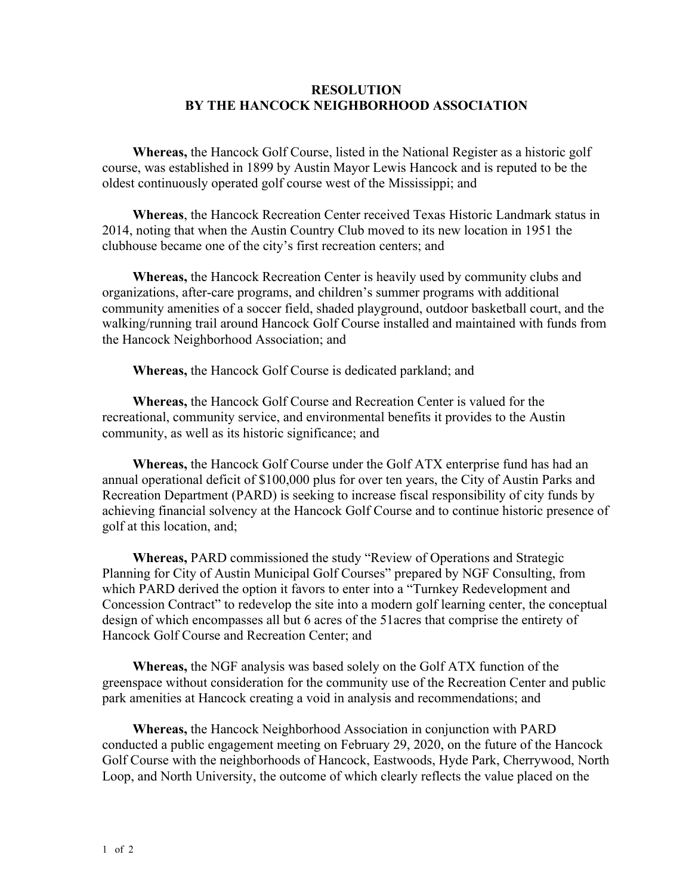# RESOLUTION
# BY THE HANCOCK NEIGHBORHOOD ASSOCIATION

**Whereas,** the Hancock Golf Course, listed in the National Register as a historic golf course, was established in 1899 by Austin Mayor Lewis Hancock and is reputed to be the oldest continuously operated golf course west of the Mississippi; and

**Whereas**, the Hancock Recreation Center received Texas Historic Landmark status in 2014, noting that when the Austin Country Club moved to its new location in 1951 the clubhouse became one of the city's first recreation centers; and

**Whereas,** the Hancock Recreation Center is heavily used by community clubs and organizations, after-care programs, and children's summer programs with additional community amenities of a soccer field, shaded playground, outdoor basketball court, and the walking/running trail around Hancock Golf Course installed and maintained with funds from the Hancock Neighborhood Association; and

**Whereas,** the Hancock Golf Course is dedicated parkland; and

**Whereas,** the Hancock Golf Course and Recreation Center is valued for the recreational, community service, and environmental benefits it provides to the Austin community, as well as its historic significance; and

**Whereas,** the Hancock Golf Course under the Golf ATX enterprise fund has had an annual operational deficit of $100,000 plus for over ten years, the City of Austin Parks and Recreation Department (PARD) is seeking to increase fiscal responsibility of city funds by achieving financial solvency at the Hancock Golf Course and to continue historic presence of golf at this location, and;

**Whereas,** PARD commissioned the study "Review of Operations and Strategic Planning for City of Austin Municipal Golf Courses" prepared by NGF Consulting, from which PARD derived the option it favors to enter into a "Turnkey Redevelopment and Concession Contract" to redevelop the site into a modern golf learning center, the conceptual design of which encompasses all but 6 acres of the 51acres that comprise the entirety of Hancock Golf Course and Recreation Center; and

**Whereas,** the NGF analysis was based solely on the Golf ATX function of the greenspace without consideration for the community use of the Recreation Center and public park amenities at Hancock creating a void in analysis and recommendations; and

**Whereas,** the Hancock Neighborhood Association in conjunction with PARD conducted a public engagement meeting on February 29, 2020, on the future of the Hancock Golf Course with the neighborhoods of Hancock, Eastwoods, Hyde Park, Cherrywood, North Loop, and North University, the outcome of which clearly reflects the value placed on the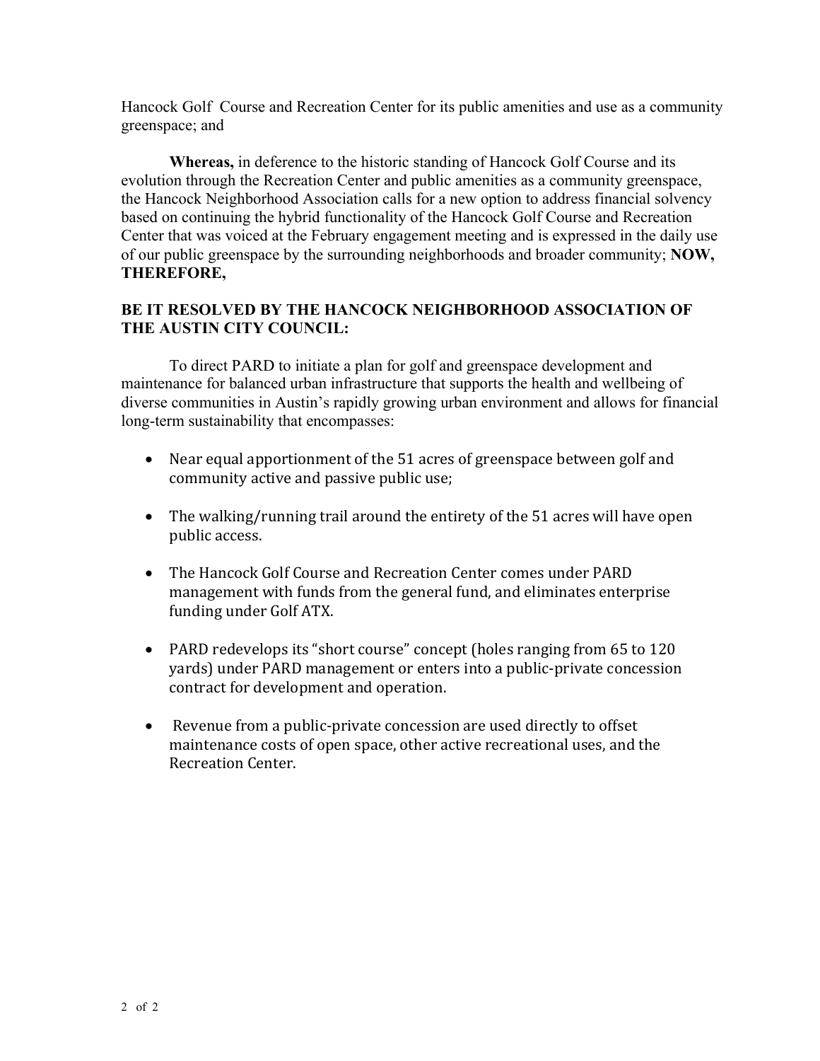Hancock Golf Course and Recreation Center for its public amenities and use as a community greenspace; and

**Whereas,** in deference to the historic standing of Hancock Golf Course and its evolution through the Recreation Center and public amenities as a community greenspace, the Hancock Neighborhood Association calls for a new option to address financial solvency based on continuing the hybrid functionality of the Hancock Golf Course and Recreation Center that was voiced at the February engagement meeting and is expressed in the daily use of our public greenspace by the surrounding neighborhoods and broader community; **NOW, THEREFORE,**

**BE IT RESOLVED BY THE HANCOCK NEIGHBORHOOD ASSOCIATION OF THE AUSTIN CITY COUNCIL:**

To direct PARD to initiate a plan for golf and greenspace development and maintenance for balanced urban infrastructure that supports the health and wellbeing of diverse communities in Austin's rapidly growing urban environment and allows for financial long-term sustainability that encompasses:

- Near equal apportionment of the 51 acres of greenspace between golf and community active and passive public use;
- The walking/running trail around the entirety of the 51 acres will have open public access.
- The Hancock Golf Course and Recreation Center comes under PARD management with funds from the general fund, and eliminates enterprise funding under Golf ATX.
- PARD redevelops its "short course" concept (holes ranging from 65 to 120 yards) under PARD management or enters into a public-private concession contract for development and operation.
- Revenue from a public-private concession are used directly to offset maintenance costs of open space, other active recreational uses, and the Recreation Center.